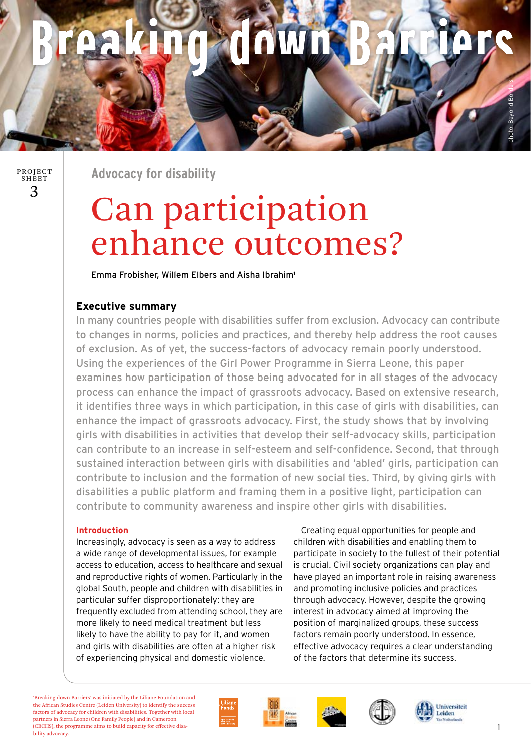# Breaking down Barriers

photo: Beyond Borders

PROJECT SHEET 3

## Advocacy for disability

# Can participation enhance outcomes?

Emma Frobisher, Willem Elbers and Aisha Ibrahim[1]

### Executive summary

In many countries people with disabilities suffer from exclusion. Advocacy can contribute to changes in norms, policies and practices, and thereby help address the root causes of exclusion. As of yet, the success-factors of advocacy remain poorly understood. Using the experiences of the Girl Power Programme in Sierra Leone, this paper examines how participation of those being advocated for in all stages of the advocacy process can enhance the impact of grassroots advocacy. Based on extensive research, it identifies three ways in which participation, in this case of girls with disabilities, can enhance the impact of grassroots advocacy. First, the study shows that by involving girls with disabilities in activities that develop their self-advocacy skills, participation can contribute to an increase in self-esteem and self-confidence. Second, that through sustained interaction between girls with disabilities and 'abled' girls, participation can contribute to inclusion and the formation of new social ties. Third, by giving girls with disabilities a public platform and framing them in a positive light, participation can contribute to community awareness and inspire other girls with disabilities.

#### Introduction

Increasingly, advocacy is seen as a way to address a wide range of developmental issues, for example access to education, access to healthcare and sexual and reproductive rights of women. Particularly in the global South, people and children with disabilities in particular suffer disproportionately: they are frequently excluded from attending school, they are more likely to need medical treatment but less likely to have the ability to pay for it, and women and girls with disabilities are often at a higher risk of experiencing physical and domestic violence.

Creating equal opportunities for people and children with disabilities and enabling them to participate in society to the fullest of their potential is crucial. Civil society organizations can play and have played an important role in raising awareness and promoting inclusive policies and practices through advocacy. However, despite the growing interest in advocacy aimed at improving the position of marginalized groups, these success factors remain poorly understood. In essence, effective advocacy requires a clear understanding of the factors that determine its success.

'Breaking down Barriers' was initiated by the Liliane Foundation and the African Studies Centre (Leiden University) to identify the success factors of advocacy for children with disabilities. Together with local partners in Sierra Leone (One Family People) and in Cameroon (CBCHS), the programme aims to build capacity for effective disability advocacy.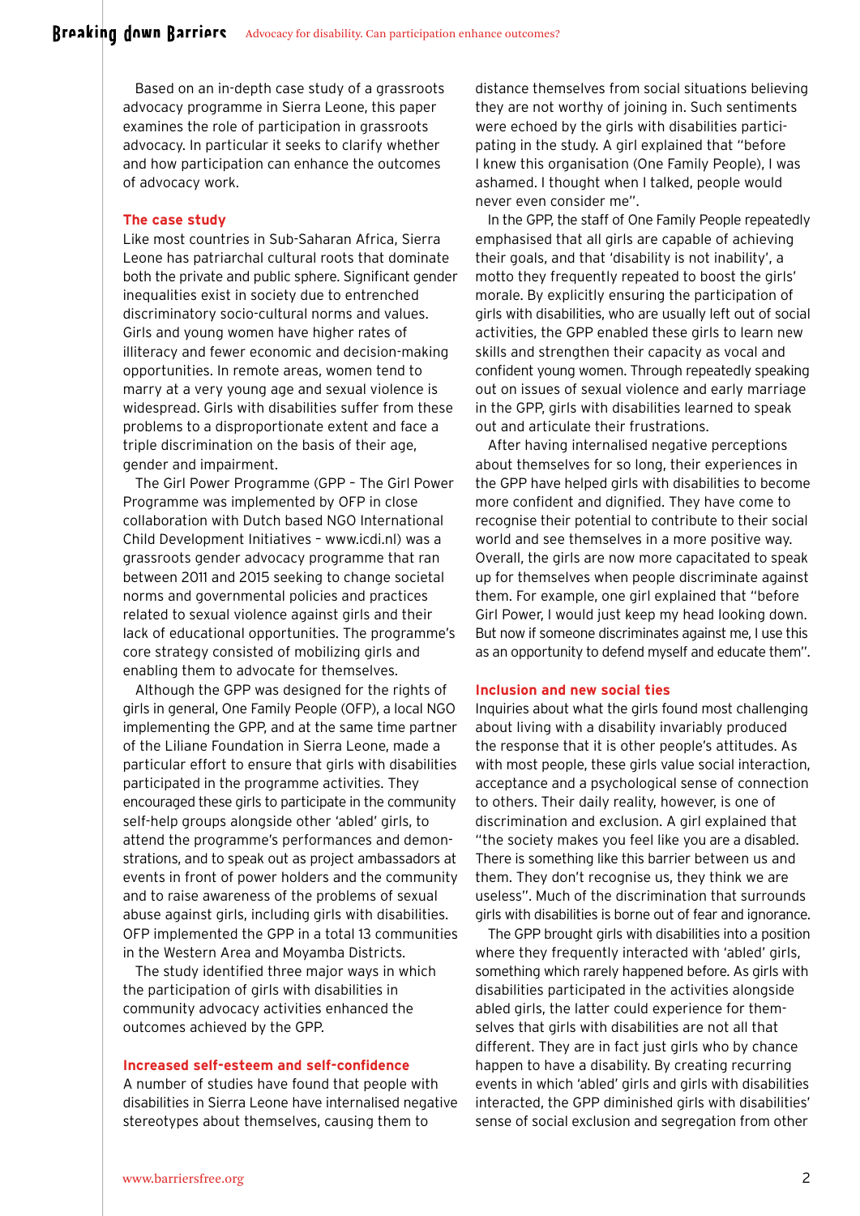Based on an in-depth case study of a grassroots advocacy programme in Sierra Leone, this paper examines the role of participation in grassroots advocacy. In particular it seeks to clarify whether and how participation can enhance the outcomes of advocacy work.

## The case study

Like most countries in Sub-Saharan Africa, Sierra Leone has patriarchal cultural roots that dominate both the private and public sphere. Significant gender inequalities exist in society due to entrenched discriminatory socio-cultural norms and values. Girls and young women have higher rates of illiteracy and fewer economic and decision-making opportunities. In remote areas, women tend to marry at a very young age and sexual violence is widespread. Girls with disabilities suffer from these problems to a disproportionate extent and face a triple discrimination on the basis of their age, gender and impairment.

The Girl Power Programme (GPP – The Girl Power Programme was implemented by OFP in close collaboration with Dutch based NGO International Child Development Initiatives – www.icdi.nl) was a grassroots gender advocacy programme that ran between 2011 and 2015 seeking to change societal norms and governmental policies and practices related to sexual violence against girls and their lack of educational opportunities. The programme's core strategy consisted of mobilizing girls and enabling them to advocate for themselves.

Although the GPP was designed for the rights of girls in general, One Family People (OFP), a local NGO implementing the GPP, and at the same time partner of the Liliane Foundation in Sierra Leone, made a particular effort to ensure that girls with disabilities participated in the programme activities. They encouraged these girls to participate in the community self-help groups alongside other 'abled' girls, to attend the programme's performances and demonstrations, and to speak out as project ambassadors at events in front of power holders and the community and to raise awareness of the problems of sexual abuse against girls, including girls with disabilities. OFP implemented the GPP in a total 13 communities in the Western Area and Moyamba Districts.

The study identified three major ways in which the participation of girls with disabilities in community advocacy activities enhanced the outcomes achieved by the GPP.

## Increased self-esteem and self-confidence

A number of studies have found that people with disabilities in Sierra Leone have internalised negative stereotypes about themselves, causing them to distance themselves from social situations believing they are not worthy of joining in. Such sentiments were echoed by the girls with disabilities participating in the study. A girl explained that "before I knew this organisation (One Family People), I was ashamed. I thought when I talked, people would never even consider me".

In the GPP, the staff of One Family People repeatedly emphasised that all girls are capable of achieving their goals, and that 'disability is not inability', a motto they frequently repeated to boost the girls' morale. By explicitly ensuring the participation of girls with disabilities, who are usually left out of social activities, the GPP enabled these girls to learn new skills and strengthen their capacity as vocal and confident young women. Through repeatedly speaking out on issues of sexual violence and early marriage in the GPP, girls with disabilities learned to speak out and articulate their frustrations.

After having internalised negative perceptions about themselves for so long, their experiences in the GPP have helped girls with disabilities to become more confident and dignified. They have come to recognise their potential to contribute to their social world and see themselves in a more positive way. Overall, the girls are now more capacitated to speak up for themselves when people discriminate against them. For example, one girl explained that "before Girl Power, I would just keep my head looking down. But now if someone discriminates against me, I use this as an opportunity to defend myself and educate them".

## Inclusion and new social ties

Inquiries about what the girls found most challenging about living with a disability invariably produced the response that it is other people's attitudes. As with most people, these girls value social interaction, acceptance and a psychological sense of connection to others. Their daily reality, however, is one of discrimination and exclusion. A girl explained that "the society makes you feel like you are a disabled. There is something like this barrier between us and them. They don't recognise us, they think we are useless". Much of the discrimination that surrounds girls with disabilities is borne out of fear and ignorance.

The GPP brought girls with disabilities into a position where they frequently interacted with 'abled' girls, something which rarely happened before. As girls with disabilities participated in the activities alongside abled girls, the latter could experience for themselves that girls with disabilities are not all that different. They are in fact just girls who by chance happen to have a disability. By creating recurring events in which 'abled' girls and girls with disabilities interacted, the GPP diminished girls with disabilities' sense of social exclusion and segregation from other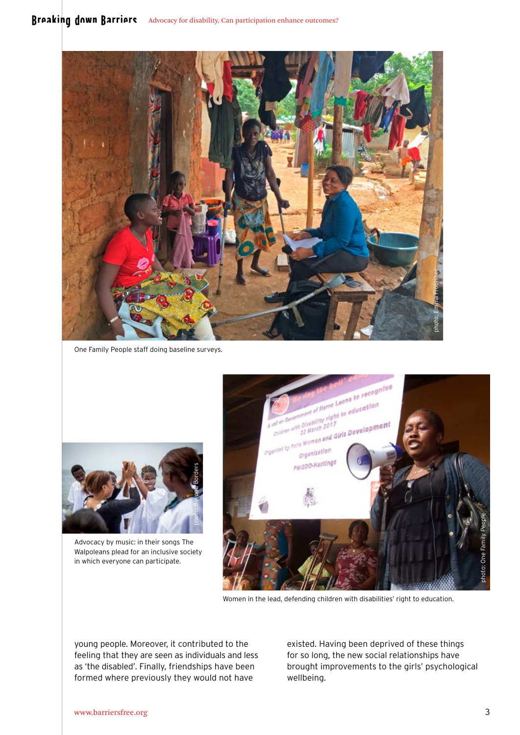One Family People staff doing baseline surveys.

Advocacy by music: in their songs The Walpoleans plead for an inclusive society in which everyone can participate.

Women in the lead, defending children with disabilities' right to education.

young people. Moreover, it contributed to the feeling that they are seen as individuals and less as 'the disabled'. Finally, friendships have been formed where previously they would not have existed. Having been deprived of these things for so long, the new social relationships have brought improvements to the girls' psychological wellbeing.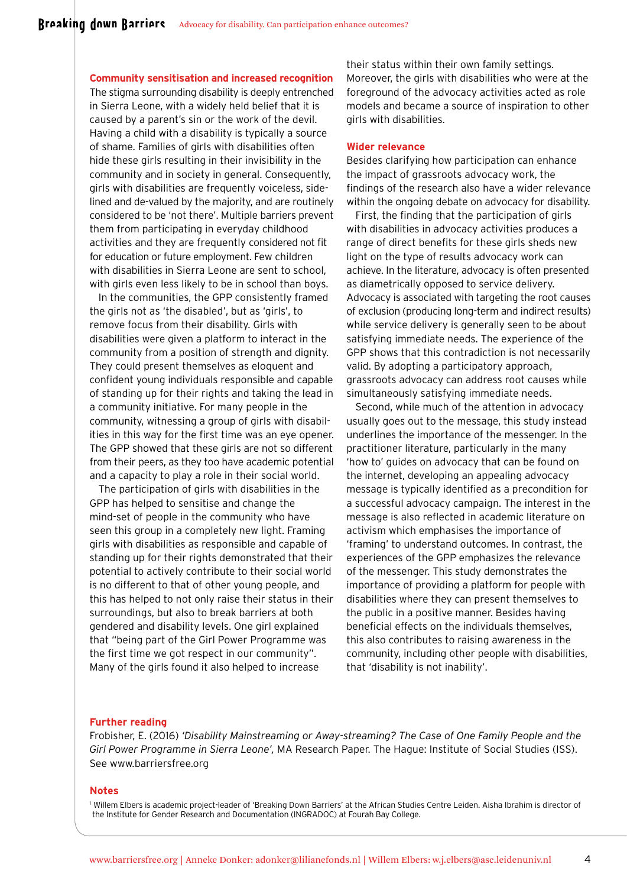## Community sensitisation and increased recognition

The stigma surrounding disability is deeply entrenched in Sierra Leone, with a widely held belief that it is caused by a parent's sin or the work of the devil. Having a child with a disability is typically a source of shame. Families of girls with disabilities often hide these girls resulting in their invisibility in the community and in society in general. Consequently, girls with disabilities are frequently voiceless, side-lined and de-valued by the majority, and are routinely considered to be 'not there'. Multiple barriers prevent them from participating in everyday childhood activities and they are frequently considered not fit for education or future employment. Few children with disabilities in Sierra Leone are sent to school, with girls even less likely to be in school than boys.

In the communities, the GPP consistently framed the girls not as 'the disabled', but as 'girls', to remove focus from their disability. Girls with disabilities were given a platform to interact in the community from a position of strength and dignity. They could present themselves as eloquent and confident young individuals responsible and capable of standing up for their rights and taking the lead in a community initiative. For many people in the community, witnessing a group of girls with disabilities in this way for the first time was an eye opener. The GPP showed that these girls are not so different from their peers, as they too have academic potential and a capacity to play a role in their social world.

The participation of girls with disabilities in the GPP has helped to sensitise and change the mind-set of people in the community who have seen this group in a completely new light. Framing girls with disabilities as responsible and capable of standing up for their rights demonstrated that their potential to actively contribute to their social world is no different to that of other young people, and this has helped to not only raise their status in their surroundings, but also to break barriers at both gendered and disability levels. One girl explained that "being part of the Girl Power Programme was the first time we got respect in our community". Many of the girls found it also helped to increase their status within their own family settings. Moreover, the girls with disabilities who were at the foreground of the advocacy activities acted as role models and became a source of inspiration to other girls with disabilities.

## Wider relevance

Besides clarifying how participation can enhance the impact of grassroots advocacy work, the findings of the research also have a wider relevance within the ongoing debate on advocacy for disability.

First, the finding that the participation of girls with disabilities in advocacy activities produces a range of direct benefits for these girls sheds new light on the type of results advocacy work can achieve. In the literature, advocacy is often presented as diametrically opposed to service delivery. Advocacy is associated with targeting the root causes of exclusion (producing long-term and indirect results) while service delivery is generally seen to be about satisfying immediate needs. The experience of the GPP shows that this contradiction is not necessarily valid. By adopting a participatory approach, grassroots advocacy can address root causes while simultaneously satisfying immediate needs.

Second, while much of the attention in advocacy usually goes out to the message, this study instead underlines the importance of the messenger. In the practitioner literature, particularly in the many 'how to' guides on advocacy that can be found on the internet, developing an appealing advocacy message is typically identified as a precondition for a successful advocacy campaign. The interest in the message is also reflected in academic literature on activism which emphasises the importance of 'framing' to understand outcomes. In contrast, the experiences of the GPP emphasizes the relevance of the messenger. This study demonstrates the importance of providing a platform for people with disabilities where they can present themselves to the public in a positive manner. Besides having beneficial effects on the individuals themselves, this also contributes to raising awareness in the community, including other people with disabilities, that 'disability is not inability'.

## Further reading

Frobisher, E. (2016) *'Disability Mainstreaming or Away-streaming? The Case of One Family People and the Girl Power Programme in Sierra Leone',* MA Research Paper. The Hague: Institute of Social Studies (ISS). See www.barriersfree.org

## Notes

[1] Willem Elbers is academic project-leader of 'Breaking Down Barriers' at the African Studies Centre Leiden. Aisha Ibrahim is director of the Institute for Gender Research and Documentation (INGRADOC) at Fourah Bay College.